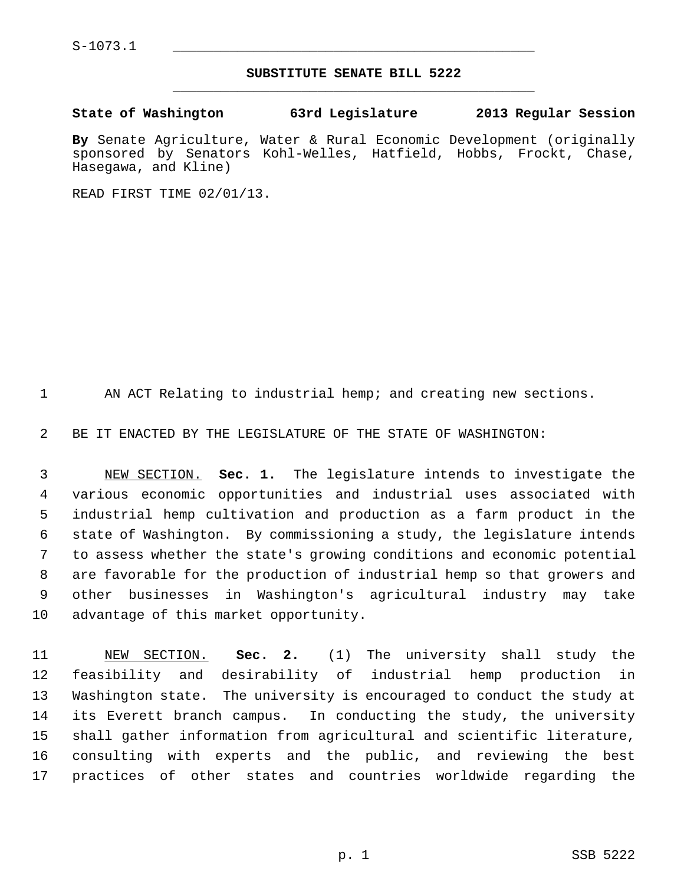S-1073.1

# SUBSTITUTE SENATE BILL 5222

**State of Washington 63rd Legislature 2013 Regular Session**

**By** Senate Agriculture, Water & Rural Economic Development (originally sponsored by Senators Kohl-Welles, Hatfield, Hobbs, Frockt, Chase, Hasegawa, and Kline)

READ FIRST TIME 02/01/13.

AN ACT Relating to industrial hemp; and creating new sections.

BE IT ENACTED BY THE LEGISLATURE OF THE STATE OF WASHINGTON:

NEW SECTION. **Sec. 1.** The legislature intends to investigate the various economic opportunities and industrial uses associated with industrial hemp cultivation and production as a farm product in the state of Washington. By commissioning a study, the legislature intends to assess whether the state's growing conditions and economic potential are favorable for the production of industrial hemp so that growers and other businesses in Washington's agricultural industry may take advantage of this market opportunity.

NEW SECTION. **Sec. 2.** (1) The university shall study the feasibility and desirability of industrial hemp production in Washington state. The university is encouraged to conduct the study at its Everett branch campus. In conducting the study, the university shall gather information from agricultural and scientific literature, consulting with experts and the public, and reviewing the best practices of other states and countries worldwide regarding the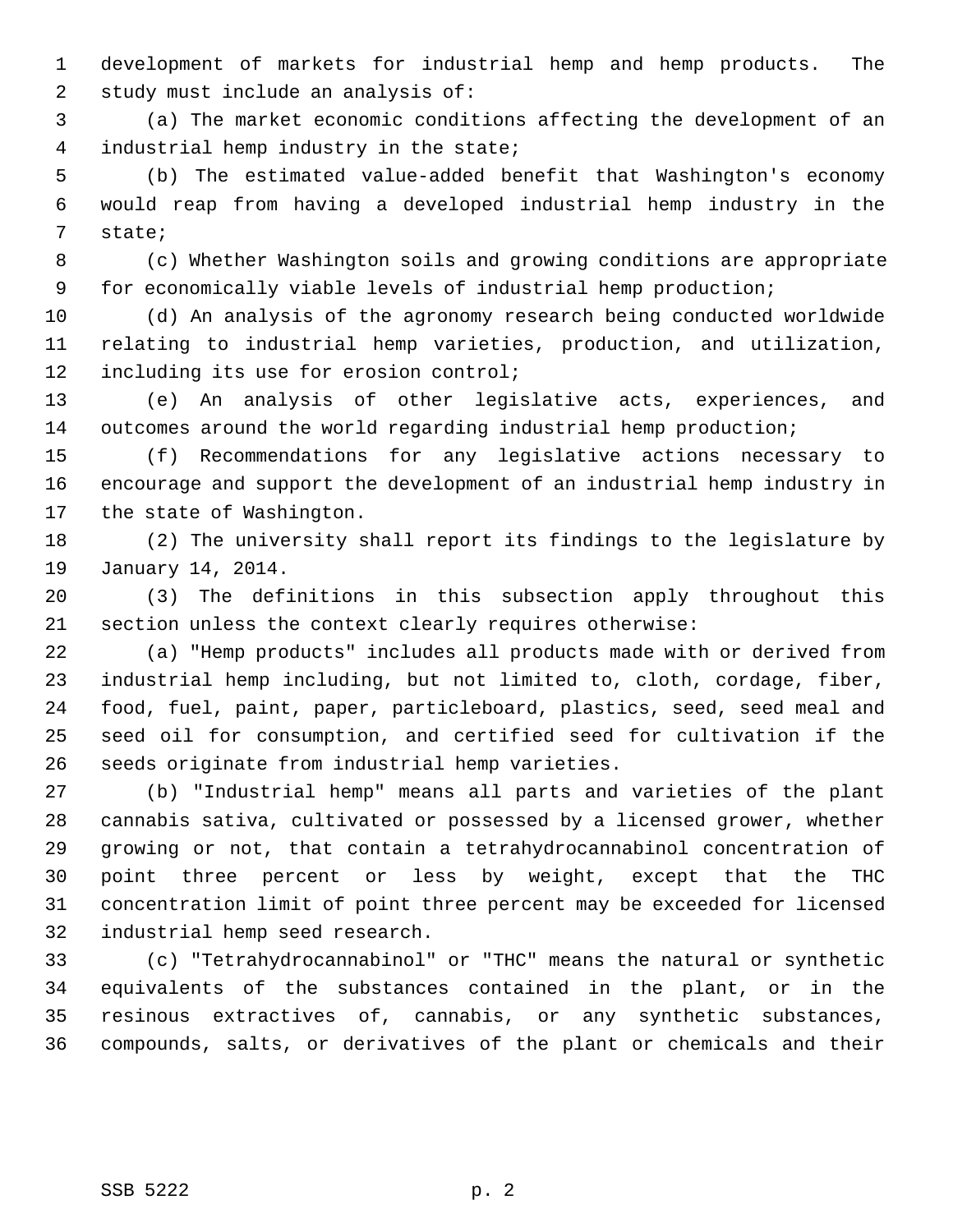development of markets for industrial hemp and hemp products. The study must include an analysis of:

(a) The market economic conditions affecting the development of an industrial hemp industry in the state;

(b) The estimated value-added benefit that Washington's economy would reap from having a developed industrial hemp industry in the state;

(c) Whether Washington soils and growing conditions are appropriate for economically viable levels of industrial hemp production;

(d) An analysis of the agronomy research being conducted worldwide relating to industrial hemp varieties, production, and utilization, including its use for erosion control;

(e) An analysis of other legislative acts, experiences, and outcomes around the world regarding industrial hemp production;

(f) Recommendations for any legislative actions necessary to encourage and support the development of an industrial hemp industry in the state of Washington.

(2) The university shall report its findings to the legislature by January 14, 2014.

(3) The definitions in this subsection apply throughout this section unless the context clearly requires otherwise:

(a) "Hemp products" includes all products made with or derived from industrial hemp including, but not limited to, cloth, cordage, fiber, food, fuel, paint, paper, particleboard, plastics, seed, seed meal and seed oil for consumption, and certified seed for cultivation if the seeds originate from industrial hemp varieties.

(b) "Industrial hemp" means all parts and varieties of the plant cannabis sativa, cultivated or possessed by a licensed grower, whether growing or not, that contain a tetrahydrocannabinol concentration of point three percent or less by weight, except that the THC concentration limit of point three percent may be exceeded for licensed industrial hemp seed research.

(c) "Tetrahydrocannabinol" or "THC" means the natural or synthetic equivalents of the substances contained in the plant, or in the resinous extractives of, cannabis, or any synthetic substances, compounds, salts, or derivatives of the plant or chemicals and their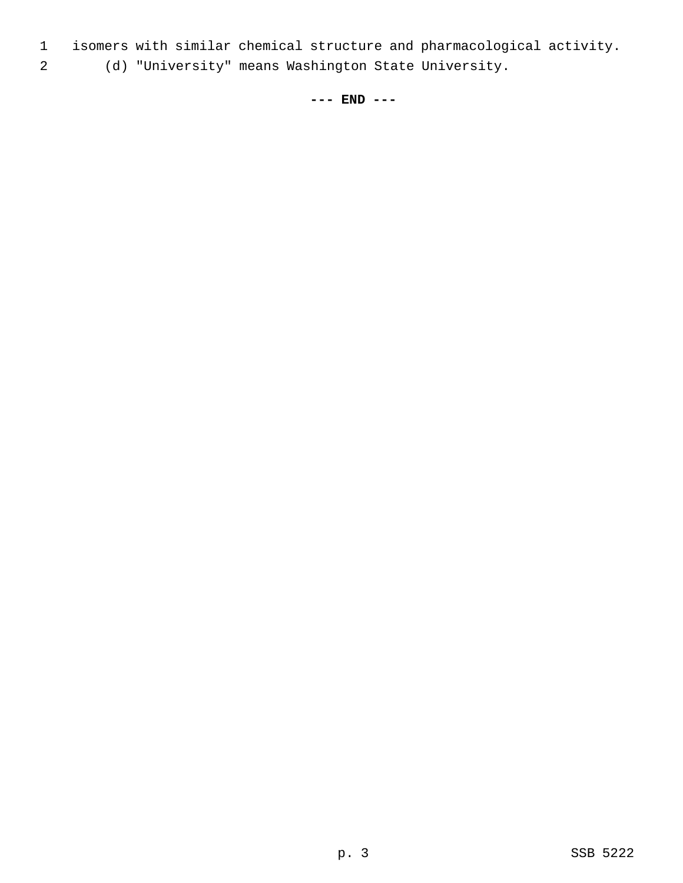isomers with similar chemical structure and pharmacological activity.

(d) "University" means Washington State University.

**--- END ---**